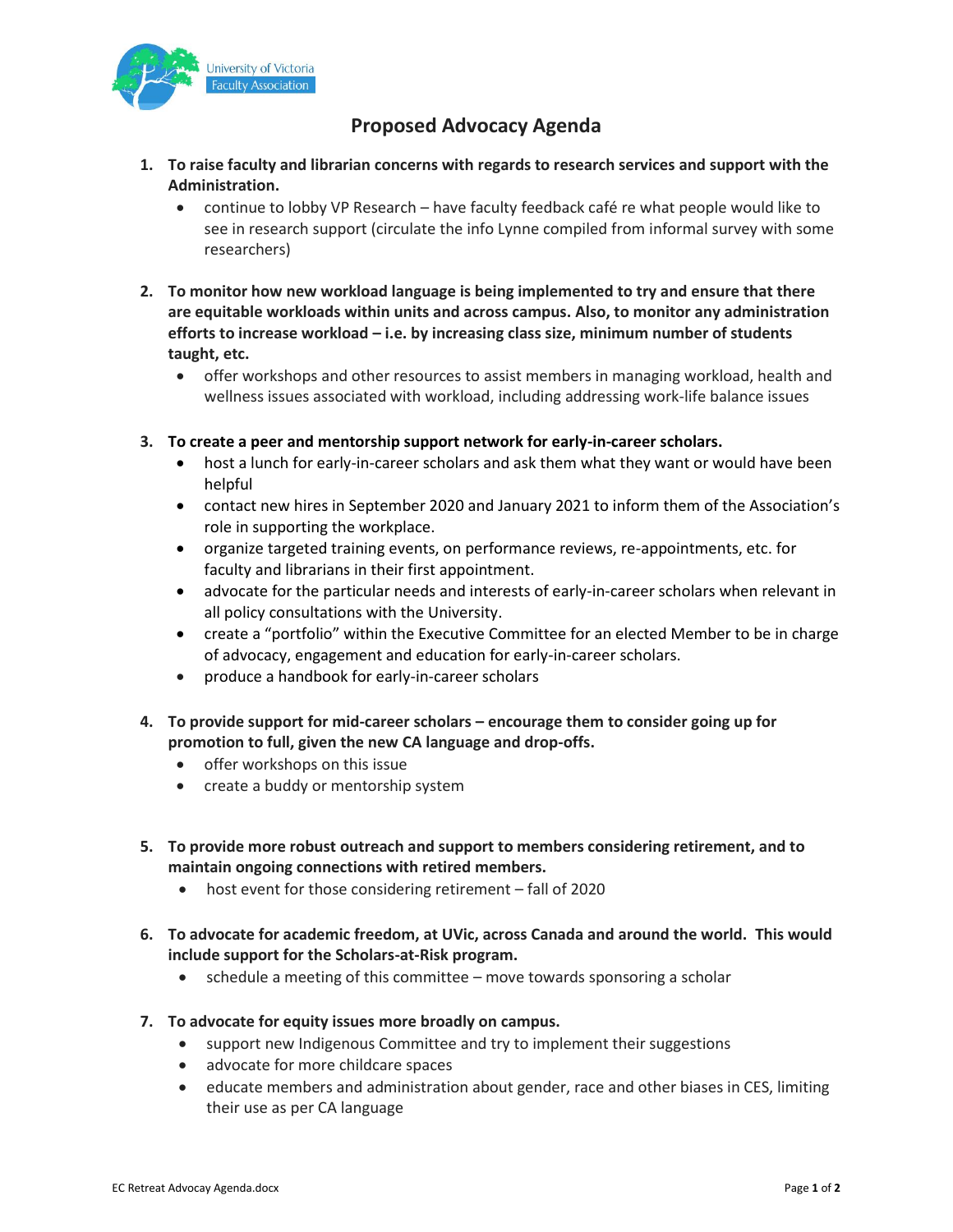University of Victoria Faculty Association

# Proposed Advocacy Agenda

1. **To raise faculty and librarian concerns with regards to research services and support with the Administration.**
   - continue to lobby VP Research – have faculty feedback café re what people would like to see in research support (circulate the info Lynne compiled from informal survey with some researchers)

2. **To monitor how new workload language is being implemented to try and ensure that there are equitable workloads within units and across campus. Also, to monitor any administration efforts to increase workload – i.e. by increasing class size, minimum number of students taught, etc.**
   - offer workshops and other resources to assist members in managing workload, health and wellness issues associated with workload, including addressing work-life balance issues

3. **To create a peer and mentorship support network for early-in-career scholars.**
   - host a lunch for early-in-career scholars and ask them what they want or would have been helpful
   - contact new hires in September 2020 and January 2021 to inform them of the Association's role in supporting the workplace.
   - organize targeted training events, on performance reviews, re-appointments, etc. for faculty and librarians in their first appointment.
   - advocate for the particular needs and interests of early-in-career scholars when relevant in all policy consultations with the University.
   - create a "portfolio" within the Executive Committee for an elected Member to be in charge of advocacy, engagement and education for early-in-career scholars.
   - produce a handbook for early-in-career scholars

4. **To provide support for mid-career scholars – encourage them to consider going up for promotion to full, given the new CA language and drop-offs.**
   - offer workshops on this issue
   - create a buddy or mentorship system

5. **To provide more robust outreach and support to members considering retirement, and to maintain ongoing connections with retired members.**
   - host event for those considering retirement – fall of 2020

6. **To advocate for academic freedom, at UVic, across Canada and around the world. This would include support for the Scholars-at-Risk program.**
   - schedule a meeting of this committee – move towards sponsoring a scholar

7. **To advocate for equity issues more broadly on campus.**
   - support new Indigenous Committee and try to implement their suggestions
   - advocate for more childcare spaces
   - educate members and administration about gender, race and other biases in CES, limiting their use as per CA language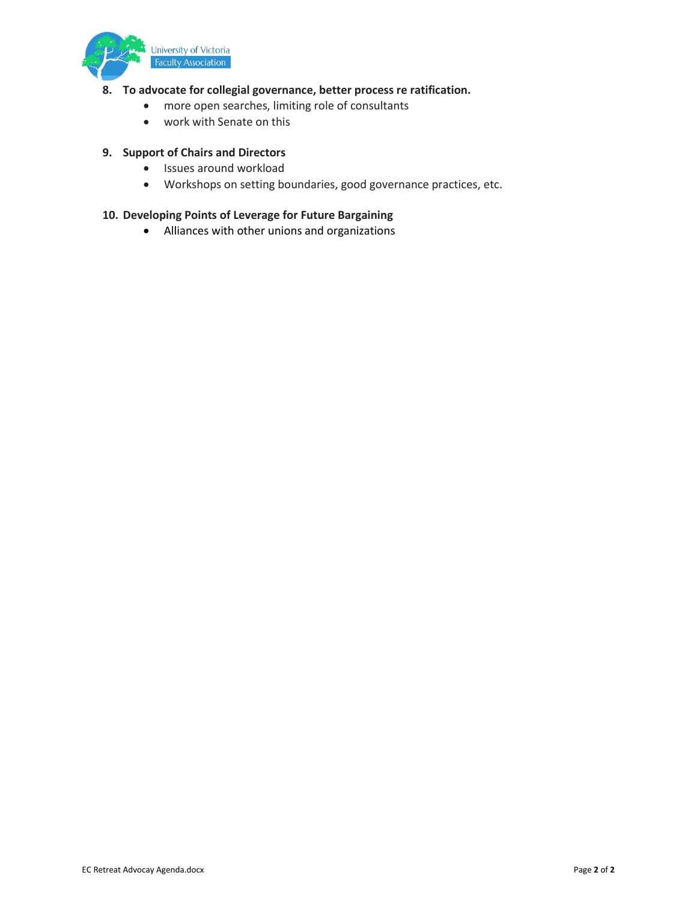8. **To advocate for collegial governance, better process re ratification.**
    - more open searches, limiting role of consultants
    - work with Senate on this

9. **Support of Chairs and Directors**
    - Issues around workload
    - Workshops on setting boundaries, good governance practices, etc.

10. **Developing Points of Leverage for Future Bargaining**
    - Alliances with other unions and organizations